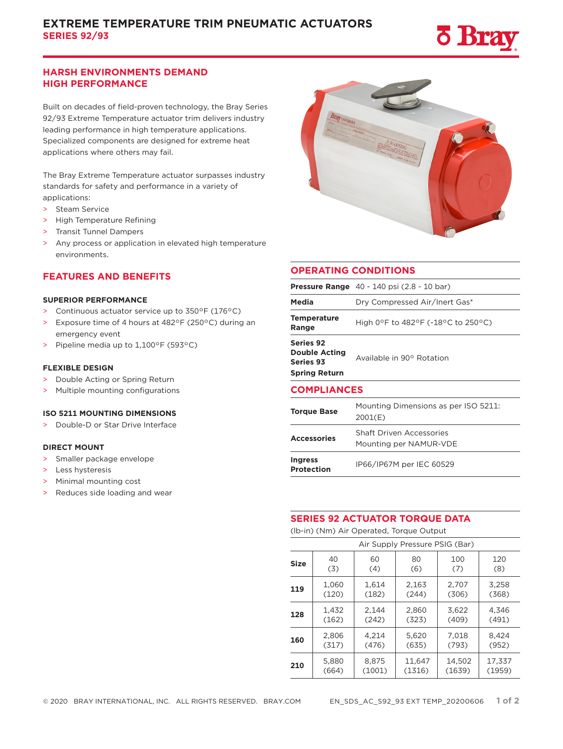# EXTREME TEMPERATURE TRIM PNEUMATIC ACTUATORS

**SERIES 92/93**

## HARSH ENVIRONMENTS DEMAND HIGH PERFORMANCE

Built on decades of field-proven technology, the Bray Series 92/93 Extreme Temperature actuator trim delivers industry leading performance in high temperature applications. Specialized components are designed for extreme heat applications where others may fail.

The Bray Extreme Temperature actuator surpasses industry standards for safety and performance in a variety of applications:

- Steam Service
- High Temperature Refining
- Transit Tunnel Dampers
- Any process or application in elevated high temperature environments.

## FEATURES AND BENEFITS

### SUPERIOR PERFORMANCE

- Continuous actuator service up to 350°F (176°C)
- Exposure time of 4 hours at 482°F (250°C) during an emergency event
- Pipeline media up to 1,100°F (593°C)

### FLEXIBLE DESIGN

- Double Acting or Spring Return
- Multiple mounting configurations

### ISO 5211 MOUNTING DIMENSIONS

- Double-D or Star Drive Interface

### DIRECT MOUNT

- Smaller package envelope
- Less hysteresis
- Minimal mounting cost
- Reduces side loading and wear

## OPERATING CONDITIONS

| | |
|---|---|
| **Pressure Range** | 40 - 140 psi (2.8 - 10 bar) |
| **Media** | Dry Compressed Air/Inert Gas* |
| **Temperature Range** | High 0°F to 482°F (-18°C to 250°C) |
| **Series 92 Double Acting Series 93 Spring Return** | Available in 90° Rotation |

## COMPLIANCES

| | |
|---|---|
| **Torque Base** | Mounting Dimensions as per ISO 5211: 2001(E) |
| **Accessories** | Shaft Driven Accessories Mounting per NAMUR-VDE |
| **Ingress Protection** | IP66/IP67M per IEC 60529 |

## SERIES 92 ACTUATOR TORQUE DATA

(lb-in) (Nm) Air Operated, Torque Output

| | Air Supply Pressure PSIG (Bar) | | | | |
|---|---|---|---|---|---|
| **Size** | 40 (3) | 60 (4) | 80 (6) | 100 (7) | 120 (8) |
| **119** | 1,060 (120) | 1,614 (182) | 2,163 (244) | 2,707 (306) | 3,258 (368) |
| **128** | 1,432 (162) | 2,144 (242) | 2,860 (323) | 3,622 (409) | 4,346 (491) |
| **160** | 2,806 (317) | 4,214 (476) | 5,620 (635) | 7,018 (793) | 8,424 (952) |
| **210** | 5,880 (664) | 8,875 (1001) | 11,647 (1316) | 14,502 (1639) | 17,337 (1959) |

© 2020 BRAY INTERNATIONAL, INC. ALL RIGHTS RESERVED. BRAY.COM EN_SDS_AC_S92_93 EXT TEMP_20200606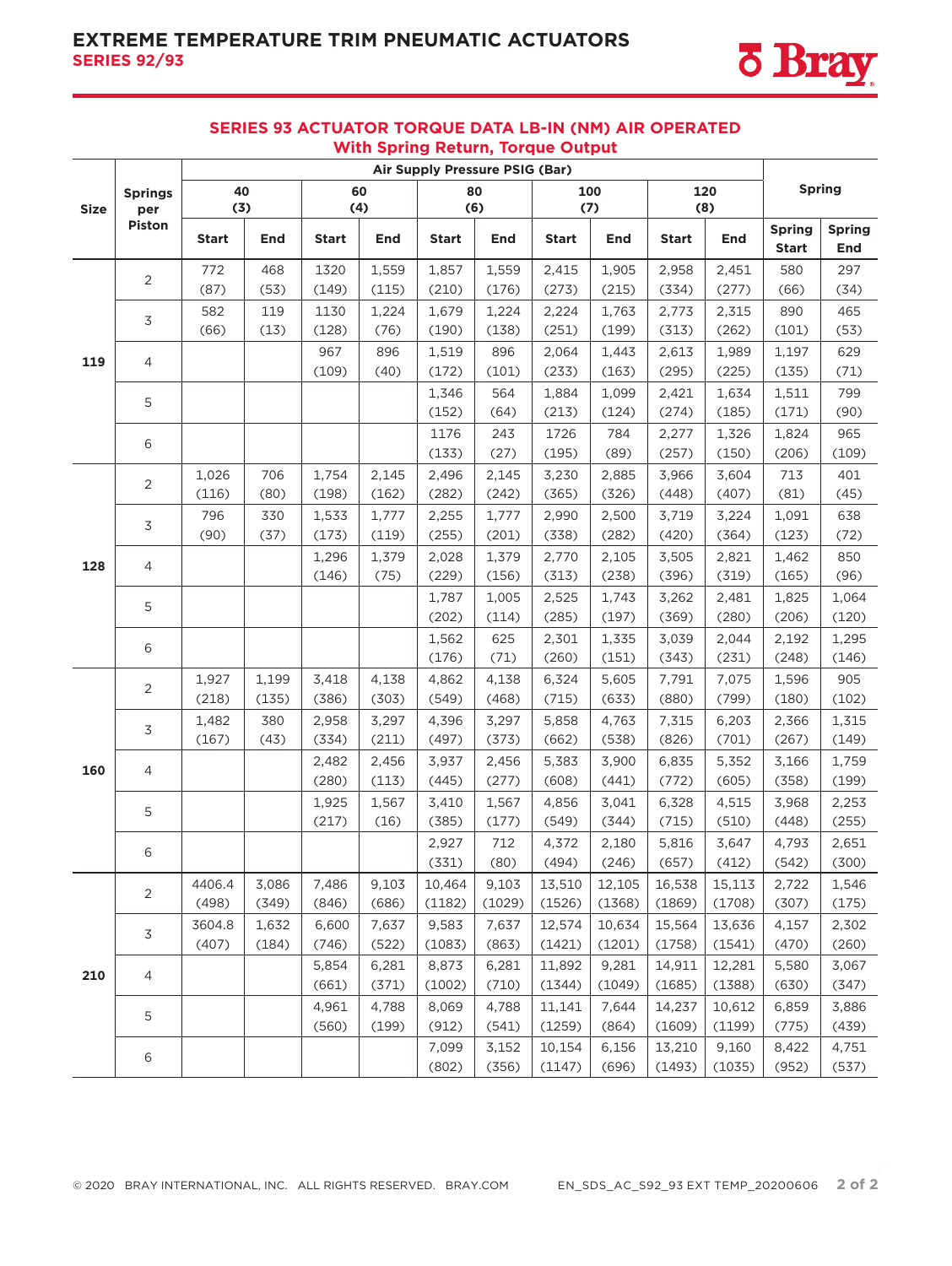## SERIES 93 ACTUATOR TORQUE DATA LB-IN (NM) AIR OPERATED
### With Spring Return, Torque Output

| Size | Springs per Piston | Air Supply Pressure PSIG (Bar) | | | | | | | | | | Spring | |
|---|---|---|---|---|---|---|---|---|---|---|---|---|---|
| | | 40 (3) | | 60 (4) | | 80 (6) | | 100 (7) | | 120 (8) | | | |
| | | Start | End | Start | End | Start | End | Start | End | Start | End | Spring Start | Spring End |
| 119 | 2 | 772 (87) | 468 (53) | 1320 (149) | 1,559 (115) | 1,857 (210) | 1,559 (176) | 2,415 (273) | 1,905 (215) | 2,958 (334) | 2,451 (277) | 580 (66) | 297 (34) |
| | 3 | 582 (66) | 119 (13) | 1130 (128) | 1,224 (76) | 1,679 (190) | 1,224 (138) | 2,224 (251) | 1,763 (199) | 2,773 (313) | 2,315 (262) | 890 (101) | 465 (53) |
| | 4 | | | 967 (109) | 896 (40) | 1,519 (172) | 896 (101) | 2,064 (233) | 1,443 (163) | 2,613 (295) | 1,989 (225) | 1,197 (135) | 629 (71) |
| | 5 | | | | | 1,346 (152) | 564 (64) | 1,884 (213) | 1,099 (124) | 2,421 (274) | 1,634 (185) | 1,511 (171) | 799 (90) |
| | 6 | | | | | 1176 (133) | 243 (27) | 1726 (195) | 784 (89) | 2,277 (257) | 1,326 (150) | 1,824 (206) | 965 (109) |
| 128 | 2 | 1,026 (116) | 706 (80) | 1,754 (198) | 2,145 (162) | 2,496 (282) | 2,145 (242) | 3,230 (365) | 2,885 (326) | 3,966 (448) | 3,604 (407) | 713 (81) | 401 (45) |
| | 3 | 796 (90) | 330 (37) | 1,533 (173) | 1,777 (119) | 2,255 (255) | 1,777 (201) | 2,990 (338) | 2,500 (282) | 3,719 (420) | 3,224 (364) | 1,091 (123) | 638 (72) |
| | 4 | | | 1,296 (146) | 1,379 (75) | 2,028 (229) | 1,379 (156) | 2,770 (313) | 2,105 (238) | 3,505 (396) | 2,821 (319) | 1,462 (165) | 850 (96) |
| | 5 | | | | | 1,787 (202) | 1,005 (114) | 2,525 (285) | 1,743 (197) | 3,262 (369) | 2,481 (280) | 1,825 (206) | 1,064 (120) |
| | 6 | | | | | 1,562 (176) | 625 (71) | 2,301 (260) | 1,335 (151) | 3,039 (343) | 2,044 (231) | 2,192 (248) | 1,295 (146) |
| 160 | 2 | 1,927 (218) | 1,199 (135) | 3,418 (386) | 4,138 (303) | 4,862 (549) | 4,138 (468) | 6,324 (715) | 5,605 (633) | 7,791 (880) | 7,075 (799) | 1,596 (180) | 905 (102) |
| | 3 | 1,482 (167) | 380 (43) | 2,958 (334) | 3,297 (211) | 4,396 (497) | 3,297 (373) | 5,858 (662) | 4,763 (538) | 7,315 (826) | 6,203 (701) | 2,366 (267) | 1,315 (149) |
| | 4 | | | 2,482 (280) | 2,456 (113) | 3,937 (445) | 2,456 (277) | 5,383 (608) | 3,900 (441) | 6,835 (772) | 5,352 (605) | 3,166 (358) | 1,759 (199) |
| | 5 | | | 1,925 (217) | 1,567 (16) | 3,410 (385) | 1,567 (177) | 4,856 (549) | 3,041 (344) | 6,328 (715) | 4,515 (510) | 3,968 (448) | 2,253 (255) |
| | 6 | | | | | 2,927 (331) | 712 (80) | 4,372 (494) | 2,180 (246) | 5,816 (657) | 3,647 (412) | 4,793 (542) | 2,651 (300) |
| 210 | 2 | 4406.4 (498) | 3,086 (349) | 7,486 (846) | 9,103 (686) | 10,464 (1182) | 9,103 (1029) | 13,510 (1526) | 12,105 (1368) | 16,538 (1869) | 15,113 (1708) | 2,722 (307) | 1,546 (175) |
| | 3 | 3604.8 (407) | 1,632 (184) | 6,600 (746) | 7,637 (522) | 9,583 (1083) | 7,637 (863) | 12,574 (1421) | 10,634 (1201) | 15,564 (1758) | 13,636 (1541) | 4,157 (470) | 2,302 (260) |
| | 4 | | | 5,854 (661) | 6,281 (371) | 8,873 (1002) | 6,281 (710) | 11,892 (1344) | 9,281 (1049) | 14,911 (1685) | 12,281 (1388) | 5,580 (630) | 3,067 (347) |
| | 5 | | | 4,961 (560) | 4,788 (199) | 8,069 (912) | 4,788 (541) | 11,141 (1259) | 7,644 (864) | 14,237 (1609) | 10,612 (1199) | 6,859 (775) | 3,886 (439) |
| | 6 | | | | | 7,099 (802) | 3,152 (356) | 10,154 (1147) | 6,156 (696) | 13,210 (1493) | 9,160 (1035) | 8,422 (952) | 4,751 (537) |

© 2020 BRAY INTERNATIONAL, INC. ALL RIGHTS RESERVED. BRAY.COM EN_SDS_AC_S92_93 EXT TEMP_20200606